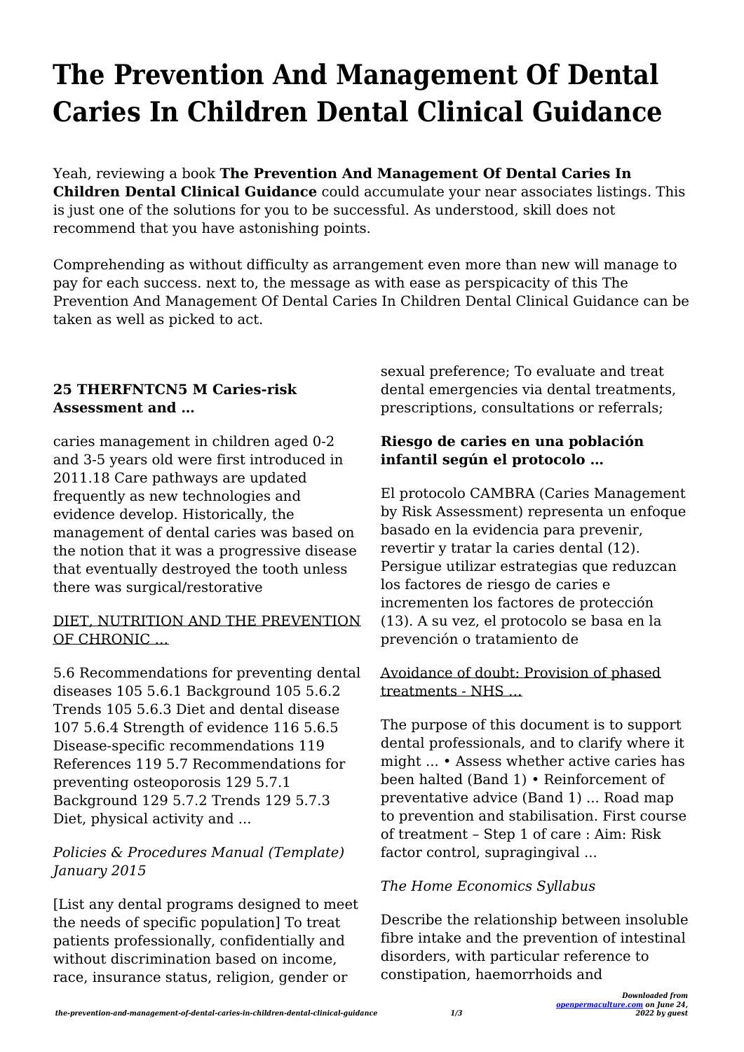# The Prevention And Management Of Dental Caries In Children Dental Clinical Guidance

Yeah, reviewing a book **The Prevention And Management Of Dental Caries In Children Dental Clinical Guidance** could accumulate your near associates listings. This is just one of the solutions for you to be successful. As understood, skill does not recommend that you have astonishing points.

Comprehending as without difficulty as arrangement even more than new will manage to pay for each success. next to, the message as with ease as perspicacity of this The Prevention And Management Of Dental Caries In Children Dental Clinical Guidance can be taken as well as picked to act.

**25 THERFNTCN5 M Caries-risk Assessment and …**

caries management in children aged 0-2 and 3-5 years old were first introduced in 2011.18 Care pathways are updated frequently as new technologies and evidence develop. Historically, the management of dental caries was based on the notion that it was a progressive disease that eventually destroyed the tooth unless there was surgical/restorative

DIET, NUTRITION AND THE PREVENTION OF CHRONIC …

5.6 Recommendations for preventing dental diseases 105 5.6.1 Background 105 5.6.2 Trends 105 5.6.3 Diet and dental disease 107 5.6.4 Strength of evidence 116 5.6.5 Disease-specific recommendations 119 References 119 5.7 Recommendations for preventing osteoporosis 129 5.7.1 Background 129 5.7.2 Trends 129 5.7.3 Diet, physical activity and ...

*Policies & Procedures Manual (Template) January 2015*

[List any dental programs designed to meet the needs of specific population] To treat patients professionally, confidentially and without discrimination based on income, race, insurance status, religion, gender or sexual preference; To evaluate and treat dental emergencies via dental treatments, prescriptions, consultations or referrals;

**Riesgo de caries en una población infantil según el protocolo …**

El protocolo CAMBRA (Caries Management by Risk Assessment) representa un enfoque basado en la evidencia para prevenir, revertir y tratar la caries dental (12). Persigue utilizar estrategias que reduzcan los factores de riesgo de caries e incrementen los factores de protección (13). A su vez, el protocolo se basa en la prevención o tratamiento de

Avoidance of doubt: Provision of phased treatments - NHS …

The purpose of this document is to support dental professionals, and to clarify where it might ... • Assess whether active caries has been halted (Band 1) • Reinforcement of preventative advice (Band 1) ... Road map to prevention and stabilisation. First course of treatment – Step 1 of care : Aim: Risk factor control, supragingival ...

*The Home Economics Syllabus*

Describe the relationship between insoluble fibre intake and the prevention of intestinal disorders, with particular reference to constipation, haemorrhoids and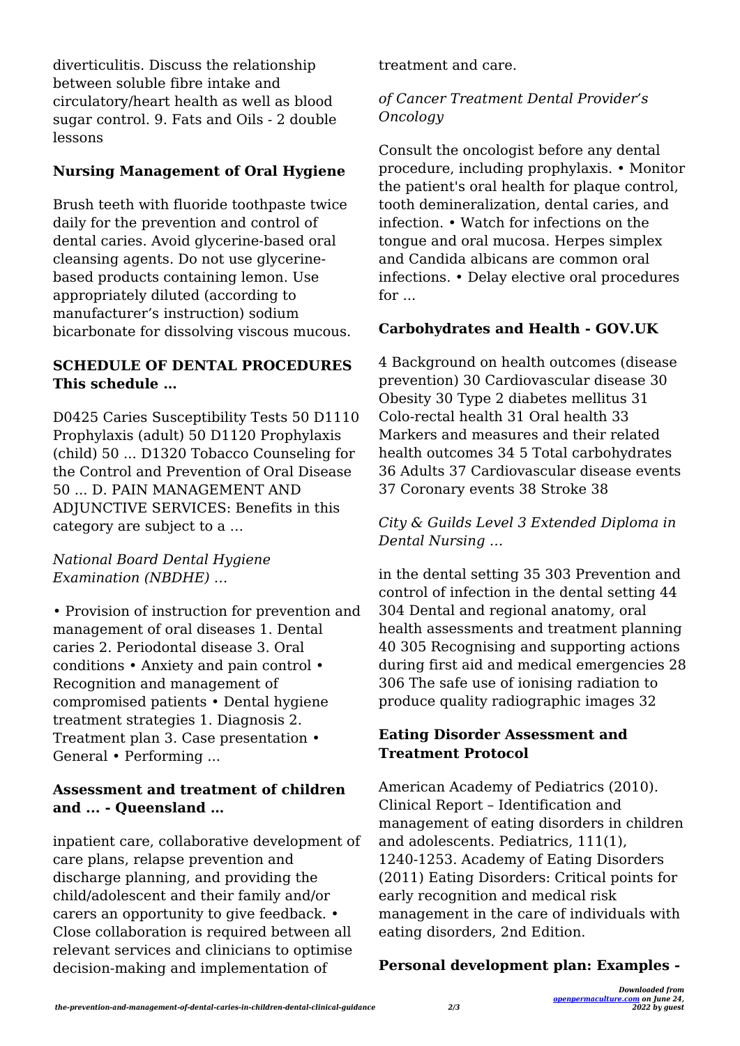diverticulitis. Discuss the relationship between soluble fibre intake and circulatory/heart health as well as blood sugar control. 9. Fats and Oils - 2 double lessons

### Nursing Management of Oral Hygiene

Brush teeth with fluoride toothpaste twice daily for the prevention and control of dental caries. Avoid glycerine-based oral cleansing agents. Do not use glycerine-based products containing lemon. Use appropriately diluted (according to manufacturer's instruction) sodium bicarbonate for dissolving viscous mucous.

### SCHEDULE OF DENTAL PROCEDURES This schedule …

D0425 Caries Susceptibility Tests 50 D1110 Prophylaxis (adult) 50 D1120 Prophylaxis (child) 50 ... D1320 Tobacco Counseling for the Control and Prevention of Oral Disease 50 ... D. PAIN MANAGEMENT AND ADJUNCTIVE SERVICES: Benefits in this category are subject to a …

*National Board Dental Hygiene Examination (NBDHE) …*

• Provision of instruction for prevention and management of oral diseases 1. Dental caries 2. Periodontal disease 3. Oral conditions • Anxiety and pain control • Recognition and management of compromised patients • Dental hygiene treatment strategies 1. Diagnosis 2. Treatment plan 3. Case presentation • General • Performing ...

### Assessment and treatment of children and ... - Queensland …

inpatient care, collaborative development of care plans, relapse prevention and discharge planning, and providing the child/adolescent and their family and/or carers an opportunity to give feedback. • Close collaboration is required between all relevant services and clinicians to optimise decision-making and implementation of treatment and care.

*of Cancer Treatment Dental Provider's Oncology*

Consult the oncologist before any dental procedure, including prophylaxis. • Monitor the patient's oral health for plaque control, tooth demineralization, dental caries, and infection. • Watch for infections on the tongue and oral mucosa. Herpes simplex and Candida albicans are common oral infections. • Delay elective oral procedures for ...

### Carbohydrates and Health - GOV.UK

4 Background on health outcomes (disease prevention) 30 Cardiovascular disease 30 Obesity 30 Type 2 diabetes mellitus 31 Colo-rectal health 31 Oral health 33 Markers and measures and their related health outcomes 34 5 Total carbohydrates 36 Adults 37 Cardiovascular disease events 37 Coronary events 38 Stroke 38

*City & Guilds Level 3 Extended Diploma in Dental Nursing …*

in the dental setting 35 303 Prevention and control of infection in the dental setting 44 304 Dental and regional anatomy, oral health assessments and treatment planning 40 305 Recognising and supporting actions during first aid and medical emergencies 28 306 The safe use of ionising radiation to produce quality radiographic images 32

### Eating Disorder Assessment and Treatment Protocol

American Academy of Pediatrics (2010). Clinical Report – Identification and management of eating disorders in children and adolescents. Pediatrics, 111(1), 1240-1253. Academy of Eating Disorders (2011) Eating Disorders: Critical points for early recognition and medical risk management in the care of individuals with eating disorders, 2nd Edition.

### Personal development plan: Examples -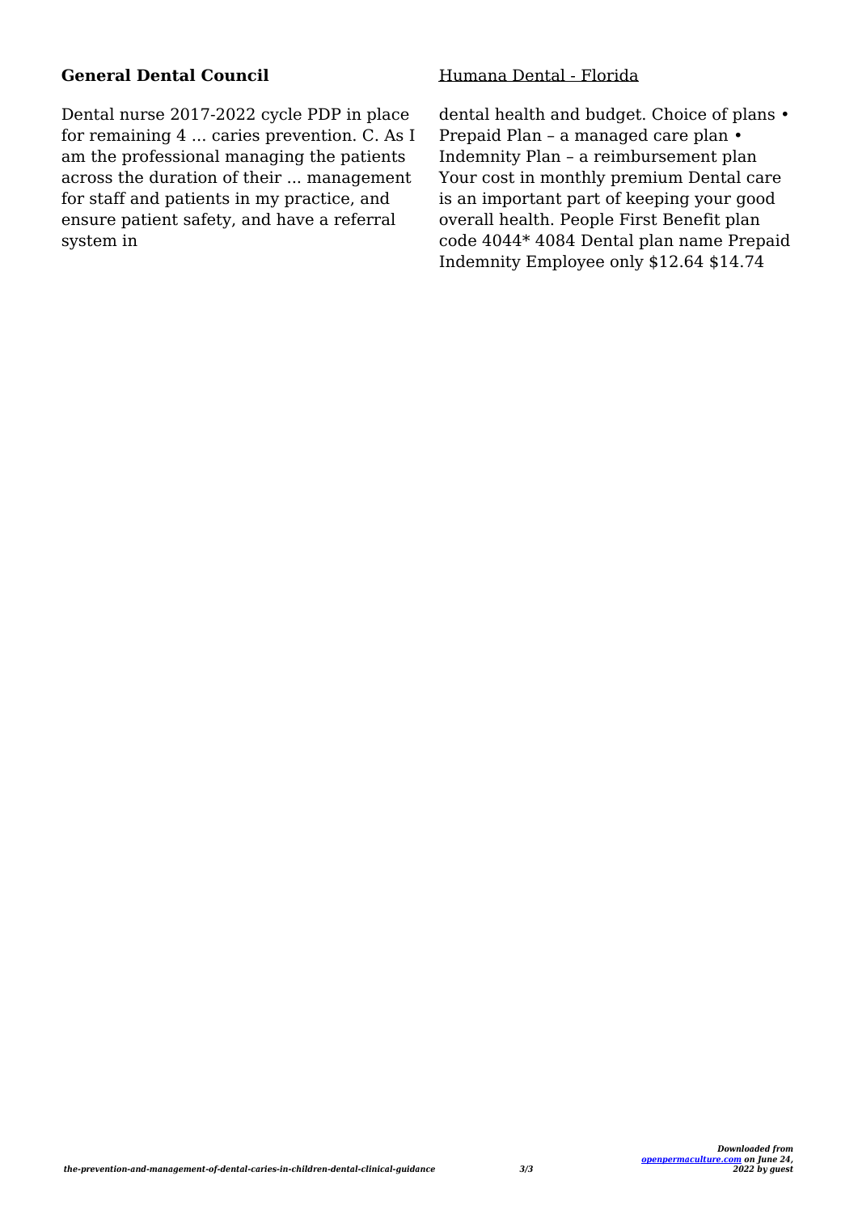**General Dental Council**

Dental nurse 2017-2022 cycle PDP in place for remaining 4 ... caries prevention. C. As I am the professional managing the patients across the duration of their ... management for staff and patients in my practice, and ensure patient safety, and have a referral system in

Humana Dental - Florida

dental health and budget. Choice of plans • Prepaid Plan – a managed care plan • Indemnity Plan – a reimbursement plan Your cost in monthly premium Dental care is an important part of keeping your good overall health. People First Benefit plan code 4044* 4084 Dental plan name Prepaid Indemnity Employee only $12.64 $14.74